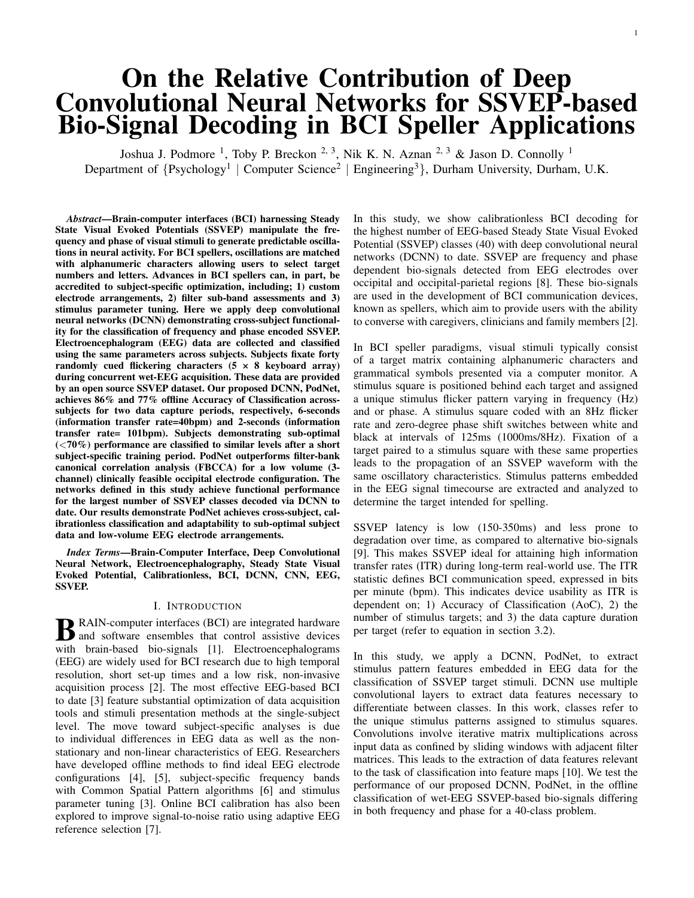# On the Relative Contribution of Deep Convolutional Neural Networks for SSVEP-based Bio-Signal Decoding in BCI Speller Applications

Joshua J. Podmore [1], Toby P. Breckon [2, 3], Nik K. N. Aznan [2, 3] & Jason D. Connolly [1]

Department of {Psychology[1] | Computer Science[2] | Engineering[3]}, Durham University, Durham, U.K.

***Abstract*—Brain-computer interfaces (BCI) harnessing Steady State Visual Evoked Potentials (SSVEP) manipulate the frequency and phase of visual stimuli to generate predictable oscillations in neural activity. For BCI spellers, oscillations are matched with alphanumeric characters allowing users to select target numbers and letters. Advances in BCI spellers can, in part, be accredited to subject-specific optimization, including; 1) custom electrode arrangements, 2) filter sub-band assessments and 3) stimulus parameter tuning. Here we apply deep convolutional neural networks (DCNN) demonstrating cross-subject functionality for the classification of frequency and phase encoded SSVEP. Electroencephalogram (EEG) data are collected and classified using the same parameters across subjects. Subjects fixate forty randomly cued flickering characters (5 × 8 keyboard array) during concurrent wet-EEG acquisition. These data are provided by an open source SSVEP dataset. Our proposed DCNN, PodNet, achieves 86% and 77% offline Accuracy of Classification across-subjects for two data capture periods, respectively, 6-seconds (information transfer rate=40bpm) and 2-seconds (information transfer rate= 101bpm). Subjects demonstrating sub-optimal (<70%) performance are classified to similar levels after a short subject-specific training period. PodNet outperforms filter-bank canonical correlation analysis (FBCCA) for a low volume (3-channel) clinically feasible occipital electrode configuration. The networks defined in this study achieve functional performance for the largest number of SSVEP classes decoded via DCNN to date. Our results demonstrate PodNet achieves cross-subject, calibrationless classification and adaptability to sub-optimal subject data and low-volume EEG electrode arrangements.**

***Index Terms*—Brain-Computer Interface, Deep Convolutional Neural Network, Electroencephalography, Steady State Visual Evoked Potential, Calibrationless, BCI, DCNN, CNN, EEG, SSVEP.**

## I. Introduction

Brain-computer interfaces (BCI) are integrated hardware and software ensembles that control assistive devices with brain-based bio-signals [1]. Electroencephalograms (EEG) are widely used for BCI research due to high temporal resolution, short set-up times and a low risk, non-invasive acquisition process [2]. The most effective EEG-based BCI to date [3] feature substantial optimization of data acquisition tools and stimuli presentation methods at the single-subject level. The move toward subject-specific analyses is due to individual differences in EEG data as well as the non-stationary and non-linear characteristics of EEG. Researchers have developed offline methods to find ideal EEG electrode configurations [4], [5], subject-specific frequency bands with Common Spatial Pattern algorithms [6] and stimulus parameter tuning [3]. Online BCI calibration has also been explored to improve signal-to-noise ratio using adaptive EEG reference selection [7].

In this study, we show calibrationless BCI decoding for the highest number of EEG-based Steady State Visual Evoked Potential (SSVEP) classes (40) with deep convolutional neural networks (DCNN) to date. SSVEP are frequency and phase dependent bio-signals detected from EEG electrodes over occipital and occipital-parietal regions [8]. These bio-signals are used in the development of BCI communication devices, known as spellers, which aim to provide users with the ability to converse with caregivers, clinicians and family members [2].

In BCI speller paradigms, visual stimuli typically consist of a target matrix containing alphanumeric characters and grammatical symbols presented via a computer monitor. A stimulus square is positioned behind each target and assigned a unique stimulus flicker pattern varying in frequency (Hz) and or phase. A stimulus square coded with an 8Hz flicker rate and zero-degree phase shift switches between white and black at intervals of 125ms (1000ms/8Hz). Fixation of a target paired to a stimulus square with these same properties leads to the propagation of an SSVEP waveform with the same oscillatory characteristics. Stimulus patterns embedded in the EEG signal timecourse are extracted and analyzed to determine the target intended for spelling.

SSVEP latency is low (150-350ms) and less prone to degradation over time, as compared to alternative bio-signals [9]. This makes SSVEP ideal for attaining high information transfer rates (ITR) during long-term real-world use. The ITR statistic defines BCI communication speed, expressed in bits per minute (bpm). This indicates device usability as ITR is dependent on; 1) Accuracy of Classification (AoC), 2) the number of stimulus targets; and 3) the data capture duration per target (refer to equation in section 3.2).

In this study, we apply a DCNN, PodNet, to extract stimulus pattern features embedded in EEG data for the classification of SSVEP target stimuli. DCNN use multiple convolutional layers to extract data features necessary to differentiate between classes. In this work, classes refer to the unique stimulus patterns assigned to stimulus squares. Convolutions involve iterative matrix multiplications across input data as confined by sliding windows with adjacent filter matrices. This leads to the extraction of data features relevant to the task of classification into feature maps [10]. We test the performance of our proposed DCNN, PodNet, in the offline classification of wet-EEG SSVEP-based bio-signals differing in both frequency and phase for a 40-class problem.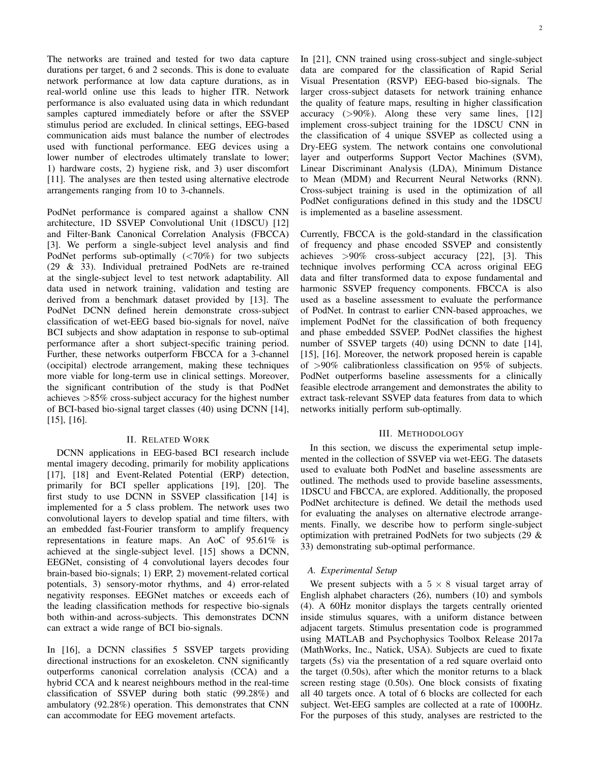The networks are trained and tested for two data capture durations per target, 6 and 2 seconds. This is done to evaluate network performance at low data capture durations, as in real-world online use this leads to higher ITR. Network performance is also evaluated using data in which redundant samples captured immediately before or after the SSVEP stimulus period are excluded. In clinical settings, EEG-based communication aids must balance the number of electrodes used with functional performance. EEG devices using a lower number of electrodes ultimately translate to lower; 1) hardware costs, 2) hygiene risk, and 3) user discomfort [11]. The analyses are then tested using alternative electrode arrangements ranging from 10 to 3-channels.

PodNet performance is compared against a shallow CNN architecture, 1D SSVEP Convolutional Unit (1DSCU) [12] and Filter-Bank Canonical Correlation Analysis (FBCCA) [3]. We perform a single-subject level analysis and find PodNet performs sub-optimally (<70%) for two subjects (29 & 33). Individual pretrained PodNets are re-trained at the single-subject level to test network adaptability. All data used in network training, validation and testing are derived from a benchmark dataset provided by [13]. The PodNet DCNN defined herein demonstrate cross-subject classification of wet-EEG based bio-signals for novel, naïve BCI subjects and show adaptation in response to sub-optimal performance after a short subject-specific training period. Further, these networks outperform FBCCA for a 3-channel (occipital) electrode arrangement, making these techniques more viable for long-term use in clinical settings. Moreover, the significant contribution of the study is that PodNet achieves >85% cross-subject accuracy for the highest number of BCI-based bio-signal target classes (40) using DCNN [14], [15], [16].

## II. Related Work

DCNN applications in EEG-based BCI research include mental imagery decoding, primarily for mobility applications [17], [18] and Event-Related Potential (ERP) detection, primarily for BCI speller applications [19], [20]. The first study to use DCNN in SSVEP classification [14] is implemented for a 5 class problem. The network uses two convolutional layers to develop spatial and time filters, with an embedded fast-Fourier transform to amplify frequency representations in feature maps. An AoC of 95.61% is achieved at the single-subject level. [15] shows a DCNN, EEGNet, consisting of 4 convolutional layers decodes four brain-based bio-signals; 1) ERP, 2) movement-related cortical potentials, 3) sensory-motor rhythms, and 4) error-related negativity responses. EEGNet matches or exceeds each of the leading classification methods for respective bio-signals both within-and across-subjects. This demonstrates DCNN can extract a wide range of BCI bio-signals.

In [16], a DCNN classifies 5 SSVEP targets providing directional instructions for an exoskeleton. CNN significantly outperforms canonical correlation analysis (CCA) and a hybrid CCA and k nearest neighbours method in the real-time classification of SSVEP during both static (99.28%) and ambulatory (92.28%) operation. This demonstrates that CNN can accommodate for EEG movement artefacts.

In [21], CNN trained using cross-subject and single-subject data are compared for the classification of Rapid Serial Visual Presentation (RSVP) EEG-based bio-signals. The larger cross-subject datasets for network training enhance the quality of feature maps, resulting in higher classification accuracy (>90%). Along these very same lines, [12] implement cross-subject training for the 1DSCU CNN in the classification of 4 unique SSVEP as collected using a Dry-EEG system. The network contains one convolutional layer and outperforms Support Vector Machines (SVM), Linear Discriminant Analysis (LDA), Minimum Distance to Mean (MDM) and Recurrent Neural Networks (RNN). Cross-subject training is used in the optimization of all PodNet configurations defined in this study and the 1DSCU is implemented as a baseline assessment.

Currently, FBCCA is the gold-standard in the classification of frequency and phase encoded SSVEP and consistently achieves >90% cross-subject accuracy [22], [3]. This technique involves performing CCA across original EEG data and filter transformed data to expose fundamental and harmonic SSVEP frequency components. FBCCA is also used as a baseline assessment to evaluate the performance of PodNet. In contrast to earlier CNN-based approaches, we implement PodNet for the classification of both frequency and phase embedded SSVEP. PodNet classifies the highest number of SSVEP targets (40) using DCNN to date [14], [15], [16]. Moreover, the network proposed herein is capable of >90% calibrationless classification on 95% of subjects. PodNet outperforms baseline assessments for a clinically feasible electrode arrangement and demonstrates the ability to extract task-relevant SSVEP data features from data to which networks initially perform sub-optimally.

## III. Methodology

In this section, we discuss the experimental setup implemented in the collection of SSVEP via wet-EEG. The datasets used to evaluate both PodNet and baseline assessments are outlined. The methods used to provide baseline assessments, 1DSCU and FBCCA, are explored. Additionally, the proposed PodNet architecture is defined. We detail the methods used for evaluating the analyses on alternative electrode arrangements. Finally, we describe how to perform single-subject optimization with pretrained PodNets for two subjects (29 & 33) demonstrating sub-optimal performance.

### A. Experimental Setup

We present subjects with a $5 \times 8$ visual target array of English alphabet characters (26), numbers (10) and symbols (4). A 60Hz monitor displays the targets centrally oriented inside stimulus squares, with a uniform distance between adjacent targets. Stimulus presentation code is programmed using MATLAB and Psychophysics Toolbox Release 2017a (MathWorks, Inc., Natick, USA). Subjects are cued to fixate targets (5s) via the presentation of a red square overlaid onto the target (0.50s), after which the monitor returns to a black screen resting stage (0.50s). One block consists of fixating all 40 targets once. A total of 6 blocks are collected for each subject. Wet-EEG samples are collected at a rate of 1000Hz. For the purposes of this study, analyses are restricted to the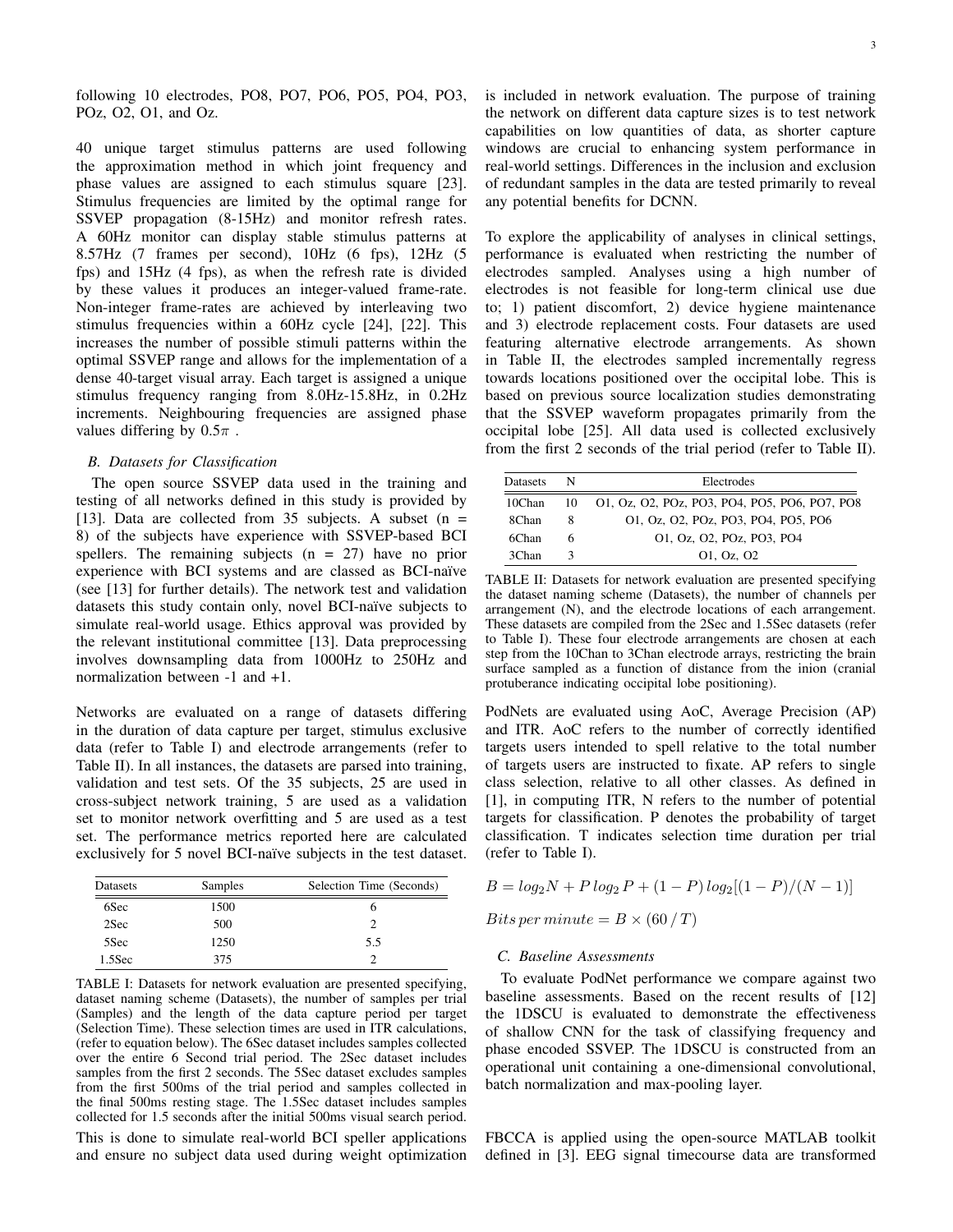following 10 electrodes, PO8, PO7, PO6, PO5, PO4, PO3, POz, O2, O1, and Oz.

40 unique target stimulus patterns are used following the approximation method in which joint frequency and phase values are assigned to each stimulus square [23]. Stimulus frequencies are limited by the optimal range for SSVEP propagation (8-15Hz) and monitor refresh rates. A 60Hz monitor can display stable stimulus patterns at 8.57Hz (7 frames per second), 10Hz (6 fps), 12Hz (5 fps) and 15Hz (4 fps), as when the refresh rate is divided by these values it produces an integer-valued frame-rate. Non-integer frame-rates are achieved by interleaving two stimulus frequencies within a 60Hz cycle [24], [22]. This increases the number of possible stimuli patterns within the optimal SSVEP range and allows for the implementation of a dense 40-target visual array. Each target is assigned a unique stimulus frequency ranging from 8.0Hz-15.8Hz, in 0.2Hz increments. Neighbouring frequencies are assigned phase values differing by $0.5\pi$ .

### B. Datasets for Classification

The open source SSVEP data used in the training and testing of all networks defined in this study is provided by [13]. Data are collected from 35 subjects. A subset (n = 8) of the subjects have experience with SSVEP-based BCI spellers. The remaining subjects (n = 27) have no prior experience with BCI systems and are classed as BCI-naïve (see [13] for further details). The network test and validation datasets this study contain only, novel BCI-naïve subjects to simulate real-world usage. Ethics approval was provided by the relevant institutional committee [13]. Data preprocessing involves downsampling data from 1000Hz to 250Hz and normalization between -1 and +1.

Networks are evaluated on a range of datasets differing in the duration of data capture per target, stimulus exclusive data (refer to Table I) and electrode arrangements (refer to Table II). In all instances, the datasets are parsed into training, validation and test sets. Of the 35 subjects, 25 are used in cross-subject network training, 5 are used as a validation set to monitor network overfitting and 5 are used as a test set. The performance metrics reported here are calculated exclusively for 5 novel BCI-naïve subjects in the test dataset.

| Datasets | Samples | Selection Time (Seconds) |
|---|---|---|
| 6Sec | 1500 | 6 |
| 2Sec | 500 | 2 |
| 5Sec | 1250 | 5.5 |
| 1.5Sec | 375 | 2 |

TABLE I: Datasets for network evaluation are presented specifying, dataset naming scheme (Datasets), the number of samples per trial (Samples) and the length of the data capture period per target (Selection Time). These selection times are used in ITR calculations, (refer to equation below). The 6Sec dataset includes samples collected over the entire 6 Second trial period. The 2Sec dataset includes samples from the first 2 seconds. The 5Sec dataset excludes samples from the first 500ms of the trial period and samples collected in the final 500ms resting stage. The 1.5Sec dataset includes samples collected for 1.5 seconds after the initial 500ms visual search period.

This is done to simulate real-world BCI speller applications and ensure no subject data used during weight optimization is included in network evaluation. The purpose of training the network on different data capture sizes is to test network capabilities on low quantities of data, as shorter capture windows are crucial to enhancing system performance in real-world settings. Differences in the inclusion and exclusion of redundant samples in the data are tested primarily to reveal any potential benefits for DCNN.

To explore the applicability of analyses in clinical settings, performance is evaluated when restricting the number of electrodes sampled. Analyses using a high number of electrodes is not feasible for long-term clinical use due to; 1) patient discomfort, 2) device hygiene maintenance and 3) electrode replacement costs. Four datasets are used featuring alternative electrode arrangements. As shown in Table II, the electrodes sampled incrementally regress towards locations positioned over the occipital lobe. This is based on previous source localization studies demonstrating that the SSVEP waveform propagates primarily from the occipital lobe [25]. All data used is collected exclusively from the first 2 seconds of the trial period (refer to Table II).

| Datasets | N | Electrodes |
|---|---|---|
| 10Chan | 10 | O1, Oz, O2, POz, PO3, PO4, PO5, PO6, PO7, PO8 |
| 8Chan | 8 | O1, Oz, O2, POz, PO3, PO4, PO5, PO6 |
| 6Chan | 6 | O1, Oz, O2, POz, PO3, PO4 |
| 3Chan | 3 | O1, Oz, O2 |

TABLE II: Datasets for network evaluation are presented specifying the dataset naming scheme (Datasets), the number of channels per arrangement (N), and the electrode locations of each arrangement. These datasets are compiled from the 2Sec and 1.5Sec datasets (refer to Table I). These four electrode arrangements are chosen at each step from the 10Chan to 3Chan electrode arrays, restricting the brain surface sampled as a function of distance from the inion (cranial protuberance indicating occipital lobe positioning).

PodNets are evaluated using AoC, Average Precision (AP) and ITR. AoC refers to the number of correctly identified targets users intended to spell relative to the total number of targets users are instructed to fixate. AP refers to single class selection, relative to all other classes. As defined in [1], in computing ITR, N refers to the number of potential targets for classification. P denotes the probability of target classification. T indicates selection time duration per trial (refer to Table I).

$$B = log_2 N + P\, log_2\, P + (1 - P)\, log_2[(1 - P)/(N - 1)]$$

$$Bits\, per\, minute = B \times (60\,/\,T)$$

### C. Baseline Assessments

To evaluate PodNet performance we compare against two baseline assessments. Based on the recent results of [12] the 1DSCU is evaluated to demonstrate the effectiveness of shallow CNN for the task of classifying frequency and phase encoded SSVEP. The 1DSCU is constructed from an operational unit containing a one-dimensional convolutional, batch normalization and max-pooling layer.

FBCCA is applied using the open-source MATLAB toolkit defined in [3]. EEG signal timecourse data are transformed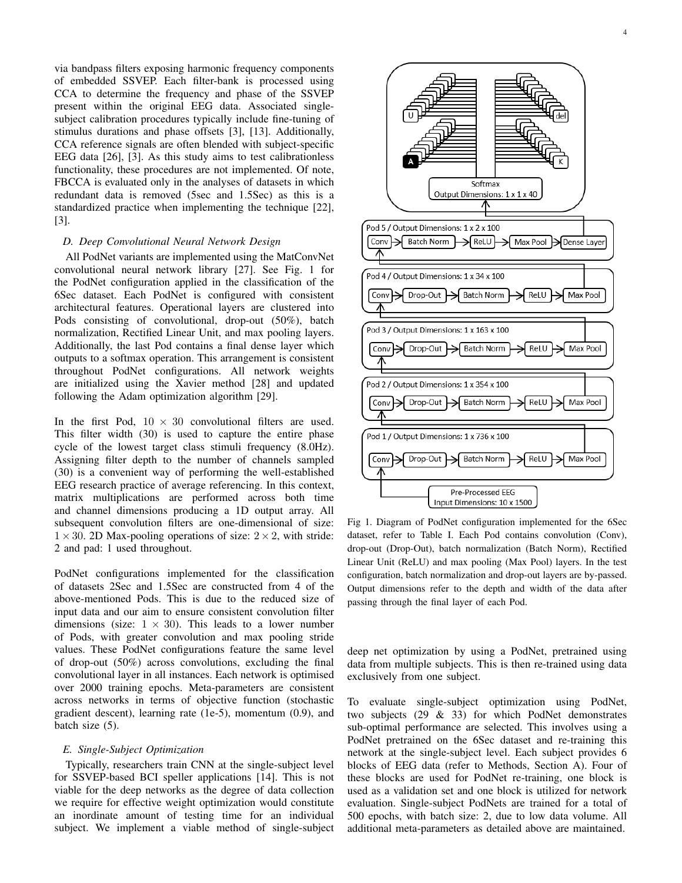via bandpass filters exposing harmonic frequency components of embedded SSVEP. Each filter-bank is processed using CCA to determine the frequency and phase of the SSVEP present within the original EEG data. Associated single-subject calibration procedures typically include fine-tuning of stimulus durations and phase offsets [3], [13]. Additionally, CCA reference signals are often blended with subject-specific EEG data [26], [3]. As this study aims to test calibrationless functionality, these procedures are not implemented. Of note, FBCCA is evaluated only in the analyses of datasets in which redundant data is removed (5sec and 1.5Sec) as this is a standardized practice when implementing the technique [22], [3].

### *D. Deep Convolutional Neural Network Design*

All PodNet variants are implemented using the MatConvNet convolutional neural network library [27]. See Fig. 1 for the PodNet configuration applied in the classification of the 6Sec dataset. Each PodNet is configured with consistent architectural features. Operational layers are clustered into Pods consisting of convolutional, drop-out (50%), batch normalization, Rectified Linear Unit, and max pooling layers. Additionally, the last Pod contains a final dense layer which outputs to a softmax operation. This arrangement is consistent throughout PodNet configurations. All network weights are initialized using the Xavier method [28] and updated following the Adam optimization algorithm [29].

In the first Pod, $10 \times 30$ convolutional filters are used. This filter width (30) is used to capture the entire phase cycle of the lowest target class stimuli frequency (8.0Hz). Assigning filter depth to the number of channels sampled (30) is a convenient way of performing the well-established EEG research practice of average referencing. In this context, matrix multiplications are performed across both time and channel dimensions producing a 1D output array. All subsequent convolution filters are one-dimensional of size: $1 \times 30$. 2D Max-pooling operations of size: $2 \times 2$, with stride: 2 and pad: 1 used throughout.

PodNet configurations implemented for the classification of datasets 2Sec and 1.5Sec are constructed from 4 of the above-mentioned Pods. This is due to the reduced size of input data and our aim to ensure consistent convolution filter dimensions (size: $1 \times 30$). This leads to a lower number of Pods, with greater convolution and max pooling stride values. These PodNet configurations feature the same level of drop-out (50%) across convolutions, excluding the final convolutional layer in all instances. Each network is optimised over 2000 training epochs. Meta-parameters are consistent across networks in terms of objective function (stochastic gradient descent), learning rate (1e-5), momentum (0.9), and batch size (5).

### *E. Single-Subject Optimization*

Typically, researchers train CNN at the single-subject level for SSVEP-based BCI speller applications [14]. This is not viable for the deep networks as the degree of data collection we require for effective weight optimization would constitute an inordinate amount of testing time for an individual subject. We implement a viable method of single-subject deep net optimization by using a PodNet, pretrained using data from multiple subjects. This is then re-trained using data exclusively from one subject.

To evaluate single-subject optimization using PodNet, two subjects (29 & 33) for which PodNet demonstrates sub-optimal performance are selected. This involves using a PodNet pretrained on the 6Sec dataset and re-training this network at the single-subject level. Each subject provides 6 blocks of EEG data (refer to Methods, Section A). Four of these blocks are used for PodNet re-training, one block is used as a validation set and one block is utilized for network evaluation. Single-subject PodNets are trained for a total of 500 epochs, with batch size: 2, due to low data volume. All additional meta-parameters as detailed above are maintained.

Fig 1. Diagram of PodNet configuration implemented for the 6Sec dataset, refer to Table I. Each Pod contains convolution (Conv), drop-out (Drop-Out), batch normalization (Batch Norm), Rectified Linear Unit (ReLU) and max pooling (Max Pool) layers. In the test configuration, batch normalization and drop-out layers are by-passed. Output dimensions refer to the depth and width of the data after passing through the final layer of each Pod.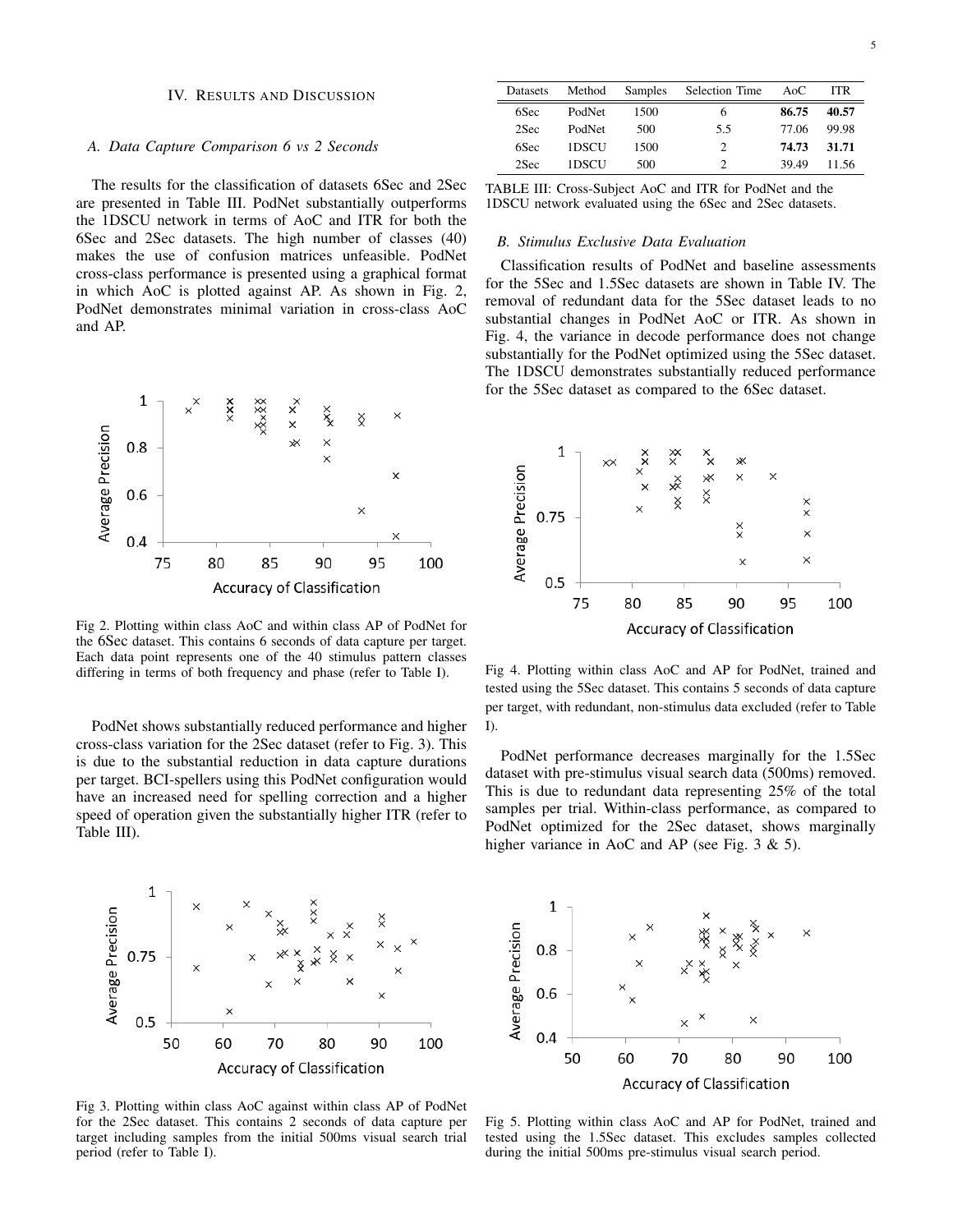## IV. Results and Discussion

### A. Data Capture Comparison 6 vs 2 Seconds

The results for the classification of datasets 6Sec and 2Sec are presented in Table III. PodNet substantially outperforms the 1DSCU network in terms of AoC and ITR for both the 6Sec and 2Sec datasets. The high number of classes (40) makes the use of confusion matrices unfeasible. PodNet cross-class performance is presented using a graphical format in which AoC is plotted against AP. As shown in Fig. 2, PodNet demonstrates minimal variation in cross-class AoC and AP.

Fig 2. Plotting within class AoC and within class AP of PodNet for the 6Sec dataset. This contains 6 seconds of data capture per target. Each data point represents one of the 40 stimulus pattern classes differing in terms of both frequency and phase (refer to Table I).

PodNet shows substantially reduced performance and higher cross-class variation for the 2Sec dataset (refer to Fig. 3). This is due to the substantial reduction in data capture durations per target. BCI-spellers using this PodNet configuration would have an increased need for spelling correction and a higher speed of operation given the substantially higher ITR (refer to Table III).

Fig 3. Plotting within class AoC against within class AP of PodNet for the 2Sec dataset. This contains 2 seconds of data capture per target including samples from the initial 500ms visual search trial period (refer to Table I).

| Datasets | Method | Samples | Selection Time | AoC | ITR |
|---|---|---|---|---|---|
| 6Sec | PodNet | 1500 | 6 | **86.75** | **40.57** |
| 2Sec | PodNet | 500 | 5.5 | 77.06 | 99.98 |
| 6Sec | 1DSCU | 1500 | 2 | **74.73** | **31.71** |
| 2Sec | 1DSCU | 500 | 2 | 39.49 | 11.56 |

TABLE III: Cross-Subject AoC and ITR for PodNet and the 1DSCU network evaluated using the 6Sec and 2Sec datasets.

### B. Stimulus Exclusive Data Evaluation

Classification results of PodNet and baseline assessments for the 5Sec and 1.5Sec datasets are shown in Table IV. The removal of redundant data for the 5Sec dataset leads to no substantial changes in PodNet AoC or ITR. As shown in Fig. 4, the variance in decode performance does not change substantially for the PodNet optimized using the 5Sec dataset. The 1DSCU demonstrates substantially reduced performance for the 5Sec dataset as compared to the 6Sec dataset.

Fig 4. Plotting within class AoC and AP for PodNet, trained and tested using the 5Sec dataset. This contains 5 seconds of data capture per target, with redundant, non-stimulus data excluded (refer to Table I).

PodNet performance decreases marginally for the 1.5Sec dataset with pre-stimulus visual search data (500ms) removed. This is due to redundant data representing 25% of the total samples per trial. Within-class performance, as compared to PodNet optimized for the 2Sec dataset, shows marginally higher variance in AoC and AP (see Fig. 3 & 5).

Fig 5. Plotting within class AoC and AP for PodNet, trained and tested using the 1.5Sec dataset. This excludes samples collected during the initial 500ms pre-stimulus visual search period.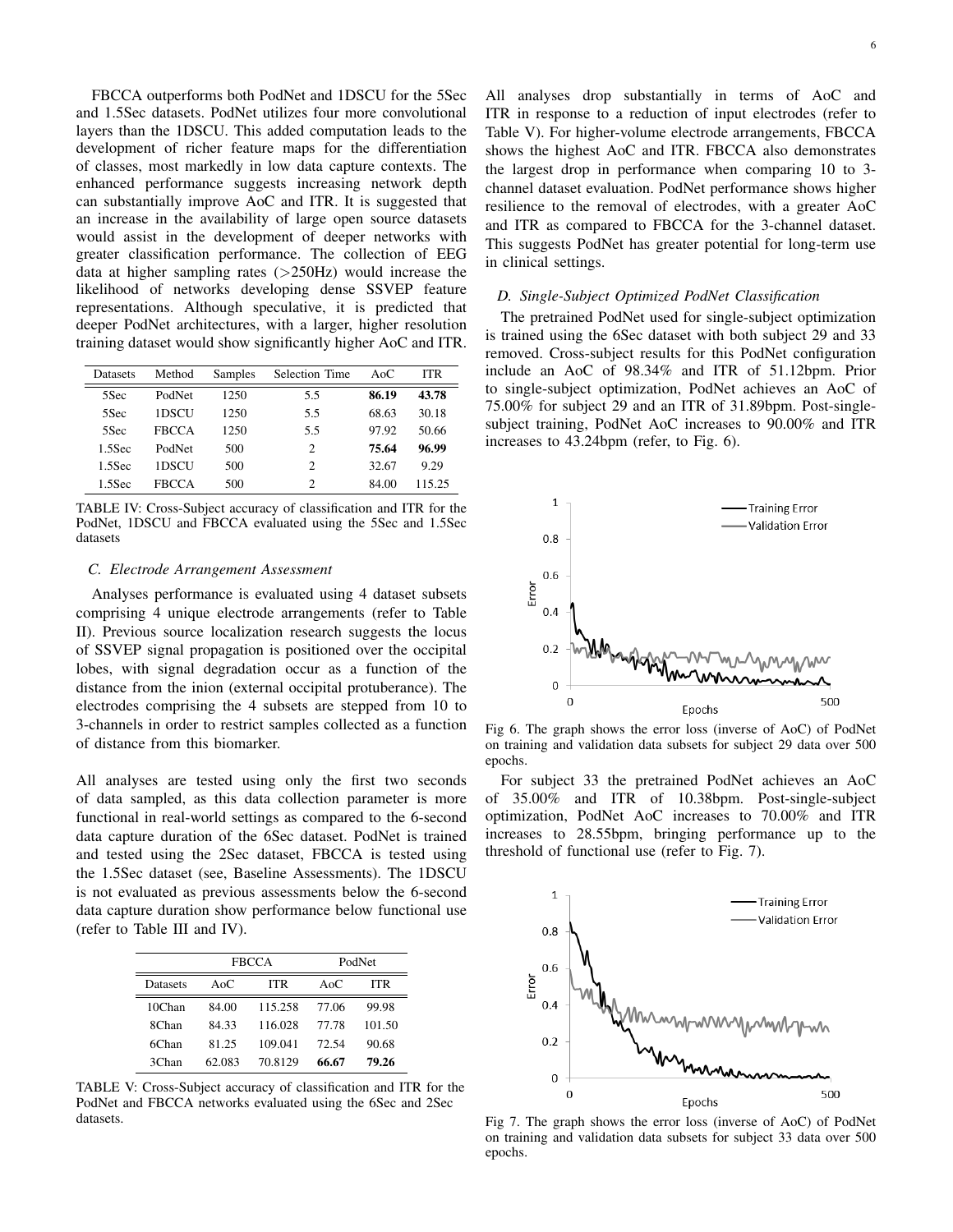FBCCA outperforms both PodNet and 1DSCU for the 5Sec and 1.5Sec datasets. PodNet utilizes four more convolutional layers than the 1DSCU. This added computation leads to the development of richer feature maps for the differentiation of classes, most markedly in low data capture contexts. The enhanced performance suggests increasing network depth can substantially improve AoC and ITR. It is suggested that an increase in the availability of large open source datasets would assist in the development of deeper networks with greater classification performance. The collection of EEG data at higher sampling rates (>250Hz) would increase the likelihood of networks developing dense SSVEP feature representations. Although speculative, it is predicted that deeper PodNet architectures, with a larger, higher resolution training dataset would show significantly higher AoC and ITR.

| Datasets | Method | Samples | Selection Time | AoC | ITR |
|---|---|---|---|---|---|
| 5Sec | PodNet | 1250 | 5.5 | **86.19** | **43.78** |
| 5Sec | 1DSCU | 1250 | 5.5 | 68.63 | 30.18 |
| 5Sec | FBCCA | 1250 | 5.5 | 97.92 | 50.66 |
| 1.5Sec | PodNet | 500 | 2 | **75.64** | **96.99** |
| 1.5Sec | 1DSCU | 500 | 2 | 32.67 | 9.29 |
| 1.5Sec | FBCCA | 500 | 2 | 84.00 | 115.25 |

TABLE IV: Cross-Subject accuracy of classification and ITR for the PodNet, 1DSCU and FBCCA evaluated using the 5Sec and 1.5Sec datasets

### C. Electrode Arrangement Assessment

Analyses performance is evaluated using 4 dataset subsets comprising 4 unique electrode arrangements (refer to Table II). Previous source localization research suggests the locus of SSVEP signal propagation is positioned over the occipital lobes, with signal degradation occur as a function of the distance from the inion (external occipital protuberance). The electrodes comprising the 4 subsets are stepped from 10 to 3-channels in order to restrict samples collected as a function of distance from this biomarker.

All analyses are tested using only the first two seconds of data sampled, as this data collection parameter is more functional in real-world settings as compared to the 6-second data capture duration of the 6Sec dataset. PodNet is trained and tested using the 2Sec dataset, FBCCA is tested using the 1.5Sec dataset (see, Baseline Assessments). The 1DSCU is not evaluated as previous assessments below the 6-second data capture duration show performance below functional use (refer to Table III and IV).

| | FBCCA | | PodNet | |
|---|---|---|---|---|
| Datasets | AoC | ITR | AoC | ITR |
| 10Chan | 84.00 | 115.258 | 77.06 | 99.98 |
| 8Chan | 84.33 | 116.028 | 77.78 | 101.50 |
| 6Chan | 81.25 | 109.041 | 72.54 | 90.68 |
| 3Chan | 62.083 | 70.8129 | **66.67** | **79.26** |

TABLE V: Cross-Subject accuracy of classification and ITR for the PodNet and FBCCA networks evaluated using the 6Sec and 2Sec datasets.

All analyses drop substantially in terms of AoC and ITR in response to a reduction of input electrodes (refer to Table V). For higher-volume electrode arrangements, FBCCA shows the highest AoC and ITR. FBCCA also demonstrates the largest drop in performance when comparing 10 to 3-channel dataset evaluation. PodNet performance shows higher resilience to the removal of electrodes, with a greater AoC and ITR as compared to FBCCA for the 3-channel dataset. This suggests PodNet has greater potential for long-term use in clinical settings.

### D. Single-Subject Optimized PodNet Classification

The pretrained PodNet used for single-subject optimization is trained using the 6Sec dataset with both subject 29 and 33 removed. Cross-subject results for this PodNet configuration include an AoC of 98.34% and ITR of 51.12bpm. Prior to single-subject optimization, PodNet achieves an AoC of 75.00% for subject 29 and an ITR of 31.89bpm. Post-single-subject training, PodNet AoC increases to 90.00% and ITR increases to 43.24bpm (refer, to Fig. 6).

Fig 6. The graph shows the error loss (inverse of AoC) of PodNet on training and validation data subsets for subject 29 data over 500 epochs.

For subject 33 the pretrained PodNet achieves an AoC of 35.00% and ITR of 10.38bpm. Post-single-subject optimization, PodNet AoC increases to 70.00% and ITR increases to 28.55bpm, bringing performance up to the threshold of functional use (refer to Fig. 7).

Fig 7. The graph shows the error loss (inverse of AoC) of PodNet on training and validation data subsets for subject 33 data over 500 epochs.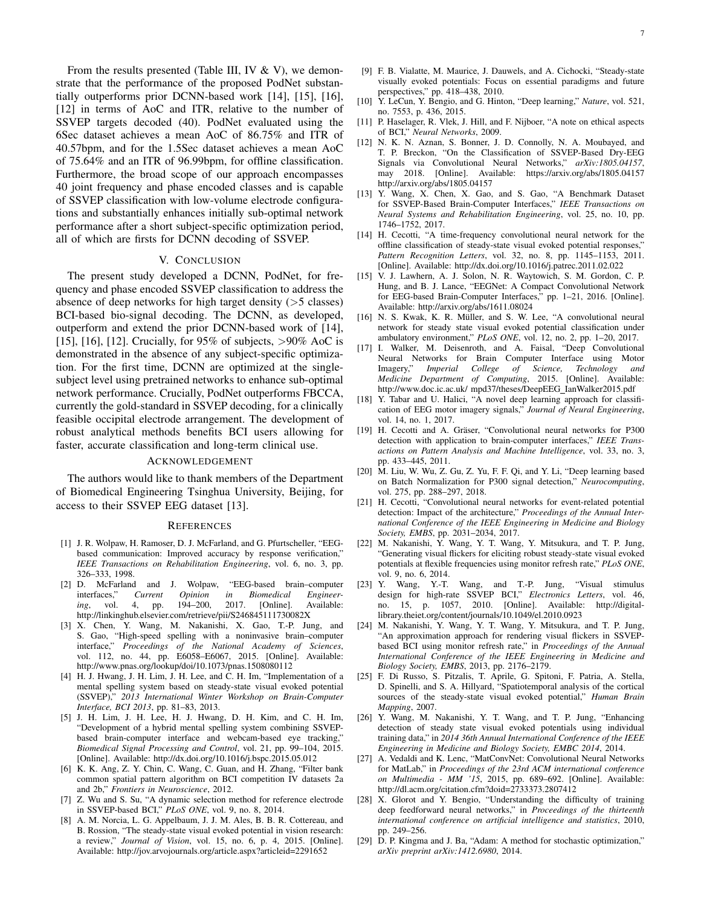From the results presented (Table III, IV & V), we demonstrate that the performance of the proposed PodNet substantially outperforms prior DCNN-based work [14], [15], [16], [12] in terms of AoC and ITR, relative to the number of SSVEP targets decoded (40). PodNet evaluated using the 6Sec dataset achieves a mean AoC of 86.75% and ITR of 40.57bpm, and for the 1.5Sec dataset achieves a mean AoC of 75.64% and an ITR of 96.99bpm, for offline classification. Furthermore, the broad scope of our approach encompasses 40 joint frequency and phase encoded classes and is capable of SSVEP classification with low-volume electrode configurations and substantially enhances initially sub-optimal network performance after a short subject-specific optimization period, all of which are firsts for DCNN decoding of SSVEP.

## V. Conclusion

The present study developed a DCNN, PodNet, for frequency and phase encoded SSVEP classification to address the absence of deep networks for high target density (>5 classes) BCI-based bio-signal decoding. The DCNN, as developed, outperform and extend the prior DCNN-based work of [14], [15], [16], [12]. Crucially, for 95% of subjects, >90% AoC is demonstrated in the absence of any subject-specific optimization. For the first time, DCNN are optimized at the single-subject level using pretrained networks to enhance sub-optimal network performance. Crucially, PodNet outperforms FBCCA, currently the gold-standard in SSVEP decoding, for a clinically feasible occipital electrode arrangement. The development of robust analytical methods benefits BCI users allowing for faster, accurate classification and long-term clinical use.

## Acknowledgement

The authors would like to thank members of the Department of Biomedical Engineering Tsinghua University, Beijing, for access to their SSVEP EEG dataset [13].

## References

[1] J. R. Wolpaw, H. Ramoser, D. J. McFarland, and G. Pfurtscheller, "EEG-based communication: Improved accuracy by response verification," *IEEE Transactions on Rehabilitation Engineering*, vol. 6, no. 3, pp. 326–333, 1998.

[2] D. McFarland and J. Wolpaw, "EEG-based brain–computer interfaces," *Current Opinion in Biomedical Engineering*, vol. 4, pp. 194–200, 2017. [Online]. Available: http://linkinghub.elsevier.com/retrieve/pii/S246845111730082X

[3] X. Chen, Y. Wang, M. Nakanishi, X. Gao, T.-P. Jung, and S. Gao, "High-speed spelling with a noninvasive brain–computer interface," *Proceedings of the National Academy of Sciences*, vol. 112, no. 44, pp. E6058–E6067, 2015. [Online]. Available: http://www.pnas.org/lookup/doi/10.1073/pnas.1508080112

[4] H. J. Hwang, J. H. Lim, J. H. Lee, and C. H. Im, "Implementation of a mental spelling system based on steady-state visual evoked potential (SSVEP)," *2013 International Winter Workshop on Brain-Computer Interface, BCI 2013*, pp. 81–83, 2013.

[5] J. H. Lim, J. H. Lee, H. J. Hwang, D. H. Kim, and C. H. Im, "Development of a hybrid mental spelling system combining SSVEP-based brain-computer interface and webcam-based eye tracking," *Biomedical Signal Processing and Control*, vol. 21, pp. 99–104, 2015. [Online]. Available: http://dx.doi.org/10.1016/j.bspc.2015.05.012

[6] K. K. Ang, Z. Y. Chin, C. Wang, C. Guan, and H. Zhang, "Filter bank common spatial pattern algorithm on BCI competition IV datasets 2a and 2b," *Frontiers in Neuroscience*, 2012.

[7] Z. Wu and S. Su, "A dynamic selection method for reference electrode in SSVEP-based BCI," *PLoS ONE*, vol. 9, no. 8, 2014.

[8] A. M. Norcia, L. G. Appelbaum, J. J. M. Ales, B. B. R. Cottereau, and B. Rossion, "The steady-state visual evoked potential in vision research: a review," *Journal of Vision*, vol. 15, no. 6, p. 4, 2015. [Online]. Available: http://jov.arvojournals.org/article.aspx?articleid=2291652

[9] F. B. Vialatte, M. Maurice, J. Dauwels, and A. Cichocki, "Steady-state visually evoked potentials: Focus on essential paradigms and future perspectives," pp. 418–438, 2010.

[10] Y. LeCun, Y. Bengio, and G. Hinton, "Deep learning," *Nature*, vol. 521, no. 7553, p. 436, 2015.

[11] P. Haselager, R. Vlek, J. Hill, and F. Nijboer, "A note on ethical aspects of BCI," *Neural Networks*, 2009.

[12] N. K. N. Aznan, S. Bonner, J. D. Connolly, N. A. Moubayed, and T. P. Breckon, "On the Classification of SSVEP-Based Dry-EEG Signals via Convolutional Neural Networks," *arXiv:1805.04157*, may 2018. [Online]. Available: https://arxiv.org/abs/1805.04157 http://arxiv.org/abs/1805.04157

[13] Y. Wang, X. Chen, X. Gao, and S. Gao, "A Benchmark Dataset for SSVEP-Based Brain-Computer Interfaces," *IEEE Transactions on Neural Systems and Rehabilitation Engineering*, vol. 25, no. 10, pp. 1746–1752, 2017.

[14] H. Cecotti, "A time-frequency convolutional neural network for the offline classification of steady-state visual evoked potential responses," *Pattern Recognition Letters*, vol. 32, no. 8, pp. 1145–1153, 2011. [Online]. Available: http://dx.doi.org/10.1016/j.patrec.2011.02.022

[15] V. J. Lawhern, A. J. Solon, N. R. Waytowich, S. M. Gordon, C. P. Hung, and B. J. Lance, "EEGNet: A Compact Convolutional Network for EEG-based Brain-Computer Interfaces," pp. 1–21, 2016. [Online]. Available: http://arxiv.org/abs/1611.08024

[16] N. S. Kwak, K. R. Müller, and S. W. Lee, "A convolutional neural network for steady state visual evoked potential classification under ambulatory environment," *PLoS ONE*, vol. 12, no. 2, pp. 1–20, 2017.

[17] I. Walker, M. Deisenroth, and A. Faisal, "Deep Convolutional Neural Networks for Brain Computer Interface using Motor Imagery," *Imperial College of Science, Technology and Medicine Department of Computing*, 2015. [Online]. Available: http://www.doc.ic.ac.uk/ mpd37/theses/DeepEEG_IanWalker2015.pdf

[18] Y. Tabar and U. Halici, "A novel deep learning approach for classification of EEG motor imagery signals," *Journal of Neural Engineering*, vol. 14, no. 1, 2017.

[19] H. Cecotti and A. Gräser, "Convolutional neural networks for P300 detection with application to brain-computer interfaces," *IEEE Transactions on Pattern Analysis and Machine Intelligence*, vol. 33, no. 3, pp. 433–445, 2011.

[20] M. Liu, W. Wu, Z. Gu, Z. Yu, F. F. Qi, and Y. Li, "Deep learning based on Batch Normalization for P300 signal detection," *Neurocomputing*, vol. 275, pp. 288–297, 2018.

[21] H. Cecotti, "Convolutional neural networks for event-related potential detection: Impact of the architecture," *Proceedings of the Annual International Conference of the IEEE Engineering in Medicine and Biology Society, EMBS*, pp. 2031–2034, 2017.

[22] M. Nakanishi, Y. Wang, Y. T. Wang, Y. Mitsukura, and T. P. Jung, "Generating visual flickers for eliciting robust steady-state visual evoked potentials at flexible frequencies using monitor refresh rate," *PLoS ONE*, vol. 9, no. 6, 2014.

[23] Y. Wang, Y.-T. Wang, and T.-P. Jung, "Visual stimulus design for high-rate SSVEP BCI," *Electronics Letters*, vol. 46, no. 15, p. 1057, 2010. [Online]. Available: http://digital-library.theiet.org/content/journals/10.1049/el.2010.0923

[24] M. Nakanishi, Y. Wang, Y. T. Wang, Y. Mitsukura, and T. P. Jung, "An approximation approach for rendering visual flickers in SSVEP-based BCI using monitor refresh rate," in *Proceedings of the Annual International Conference of the IEEE Engineering in Medicine and Biology Society, EMBS*, 2013, pp. 2176–2179.

[25] F. Di Russo, S. Pitzalis, T. Aprile, G. Spitoni, F. Patria, A. Stella, D. Spinelli, and S. A. Hillyard, "Spatiotemporal analysis of the cortical sources of the steady-state visual evoked potential," *Human Brain Mapping*, 2007.

[26] Y. Wang, M. Nakanishi, Y. T. Wang, and T. P. Jung, "Enhancing detection of steady state visual evoked potentials using individual training data," in *2014 36th Annual International Conference of the IEEE Engineering in Medicine and Biology Society, EMBC 2014*, 2014.

[27] A. Vedaldi and K. Lenc, "MatConvNet: Convolutional Neural Networks for MatLab," in *Proceedings of the 23rd ACM international conference on Multimedia - MM '15*, 2015, pp. 689–692. [Online]. Available: http://dl.acm.org/citation.cfm?doid=2733373.2807412

[28] X. Glorot and Y. Bengio, "Understanding the difficulty of training deep feedforward neural networks," in *Proceedings of the thirteenth international conference on artificial intelligence and statistics*, 2010, pp. 249–256.

[29] D. P. Kingma and J. Ba, "Adam: A method for stochastic optimization," *arXiv preprint arXiv:1412.6980*, 2014.